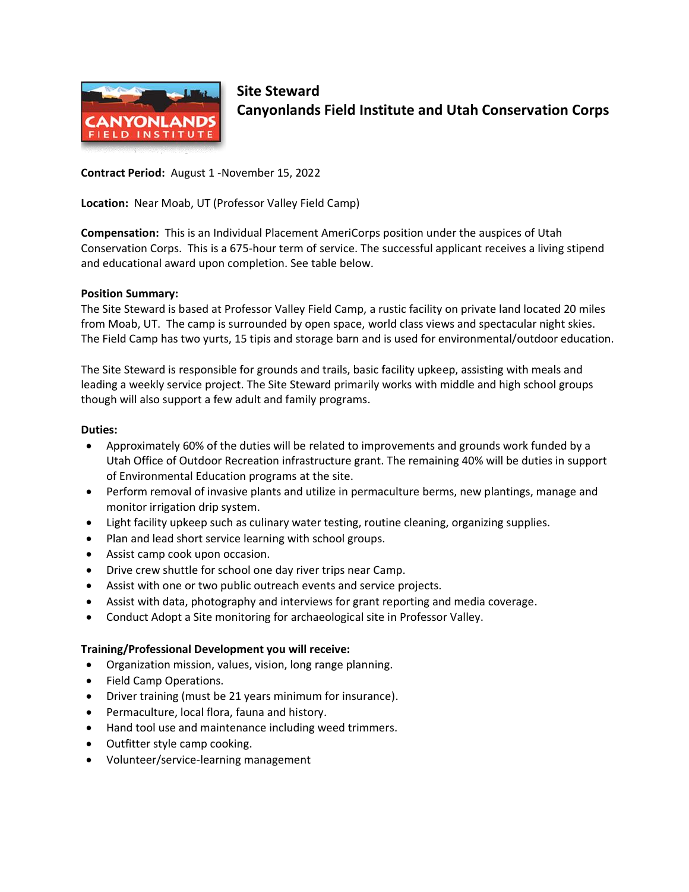# Site Steward
## Canyonlands Field Institute and Utah Conservation Corps

**Contract Period:** August 1 -November 15, 2022

**Location:** Near Moab, UT (Professor Valley Field Camp)

**Compensation:** This is an Individual Placement AmeriCorps position under the auspices of Utah Conservation Corps. This is a 675-hour term of service. The successful applicant receives a living stipend and educational award upon completion. See table below.

**Position Summary:**
The Site Steward is based at Professor Valley Field Camp, a rustic facility on private land located 20 miles from Moab, UT. The camp is surrounded by open space, world class views and spectacular night skies. The Field Camp has two yurts, 15 tipis and storage barn and is used for environmental/outdoor education.

The Site Steward is responsible for grounds and trails, basic facility upkeep, assisting with meals and leading a weekly service project. The Site Steward primarily works with middle and high school groups though will also support a few adult and family programs.

**Duties:**

- Approximately 60% of the duties will be related to improvements and grounds work funded by a Utah Office of Outdoor Recreation infrastructure grant. The remaining 40% will be duties in support of Environmental Education programs at the site.
- Perform removal of invasive plants and utilize in permaculture berms, new plantings, manage and monitor irrigation drip system.
- Light facility upkeep such as culinary water testing, routine cleaning, organizing supplies.
- Plan and lead short service learning with school groups.
- Assist camp cook upon occasion.
- Drive crew shuttle for school one day river trips near Camp.
- Assist with one or two public outreach events and service projects.
- Assist with data, photography and interviews for grant reporting and media coverage.
- Conduct Adopt a Site monitoring for archaeological site in Professor Valley.

**Training/Professional Development you will receive:**

- Organization mission, values, vision, long range planning.
- Field Camp Operations.
- Driver training (must be 21 years minimum for insurance).
- Permaculture, local flora, fauna and history.
- Hand tool use and maintenance including weed trimmers.
- Outfitter style camp cooking.
- Volunteer/service-learning management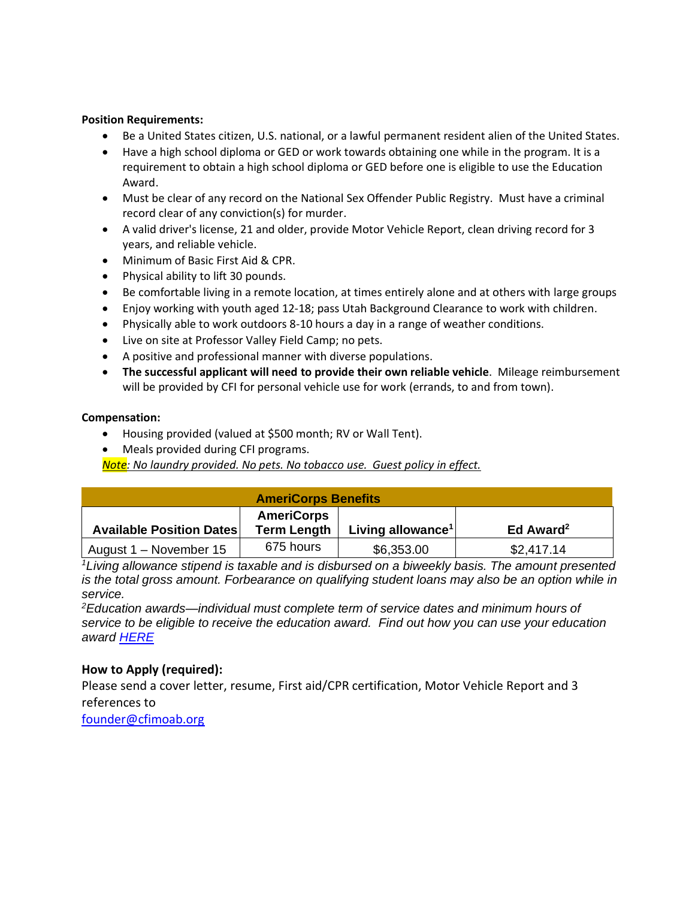**Position Requirements:**

- Be a United States citizen, U.S. national, or a lawful permanent resident alien of the United States.
- Have a high school diploma or GED or work towards obtaining one while in the program. It is a requirement to obtain a high school diploma or GED before one is eligible to use the Education Award.
- Must be clear of any record on the National Sex Offender Public Registry. Must have a criminal record clear of any conviction(s) for murder.
- A valid driver's license, 21 and older, provide Motor Vehicle Report, clean driving record for 3 years, and reliable vehicle.
- Minimum of Basic First Aid & CPR.
- Physical ability to lift 30 pounds.
- Be comfortable living in a remote location, at times entirely alone and at others with large groups
- Enjoy working with youth aged 12-18; pass Utah Background Clearance to work with children.
- Physically able to work outdoors 8-10 hours a day in a range of weather conditions.
- Live on site at Professor Valley Field Camp; no pets.
- A positive and professional manner with diverse populations.
- **The successful applicant will need to provide their own reliable vehicle**. Mileage reimbursement will be provided by CFI for personal vehicle use for work (errands, to and from town).

**Compensation:**

- Housing provided (valued at $500 month; RV or Wall Tent).
- Meals provided during CFI programs.

*Note: No laundry provided. No pets. No tobacco use. Guest policy in effect.*

| **AmeriCorps Benefits** | | | |
|---|---|---|---|
| **Available Position Dates** | **AmeriCorps Term Length** | **Living allowance[1]** | **Ed Award[2]** |
| August 1 – November 15 | 675 hours | $6,353.00 | $2,417.14 |

*[1]Living allowance stipend is taxable and is disbursed on a biweekly basis. The amount presented is the total gross amount. Forbearance on qualifying student loans may also be an option while in service.*

*[2]Education awards—individual must complete term of service dates and minimum hours of service to be eligible to receive the education award. Find out how you can use your education award [HERE](#)*

**How to Apply (required):**

Please send a cover letter, resume, First aid/CPR certification, Motor Vehicle Report and 3 references to

founder@cfimoab.org